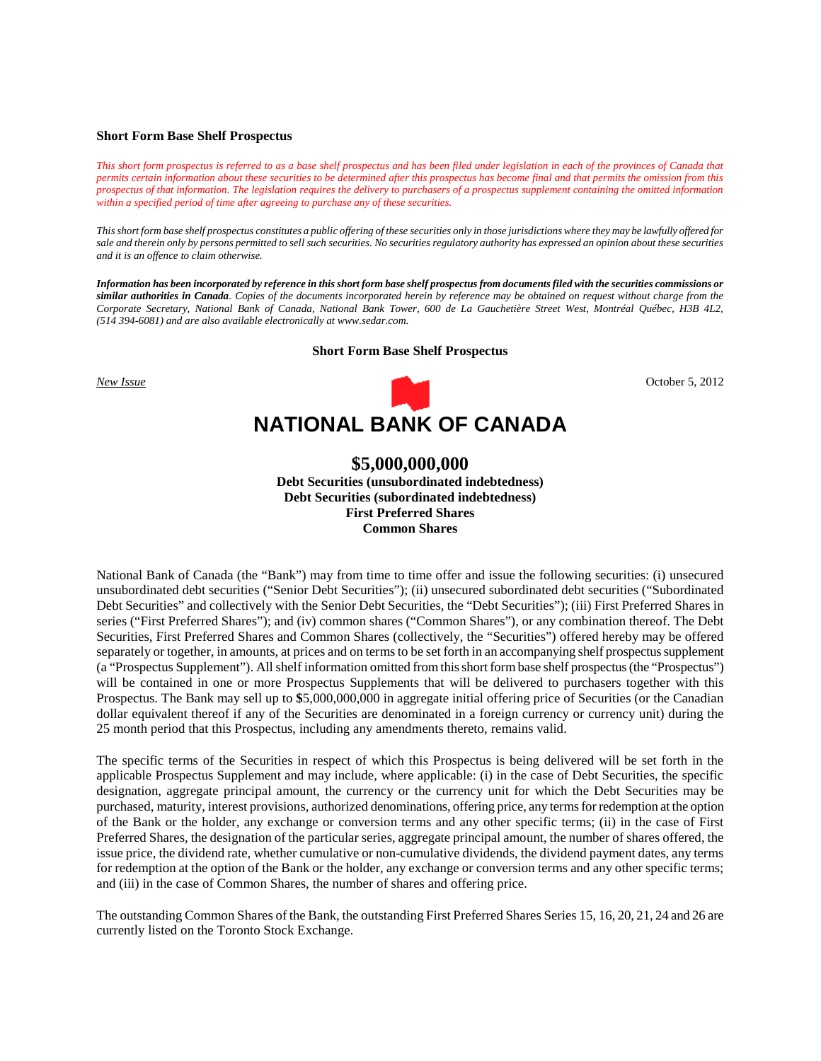**Short Form Base Shelf Prospectus**

*This short form prospectus is referred to as a base shelf prospectus and has been filed under legislation in each of the provinces of Canada that permits certain information about these securities to be determined after this prospectus has become final and that permits the omission from this prospectus of that information. The legislation requires the delivery to purchasers of a prospectus supplement containing the omitted information within a specified period of time after agreeing to purchase any of these securities.*

*This short form base shelf prospectus constitutes a public offering of these securities only in those jurisdictions where they may be lawfully offered for sale and therein only by persons permitted to sell such securities. No securities regulatory authority has expressed an opinion about these securities and it is an offence to claim otherwise.*

***Information has been incorporated by reference in this short form base shelf prospectus from documents filed with the securities commissions or similar authorities in Canada****. Copies of the documents incorporated herein by reference may be obtained on request without charge from the Corporate Secretary, National Bank of Canada, National Bank Tower, 600 de La Gauchetière Street West, Montréal Québec, H3B 4L2, (514 394-6081) and are also available electronically at www.sedar.com.*

**Short Form Base Shelf Prospectus**

New Issue

October 5, 2012

# NATIONAL BANK OF CANADA

## $5,000,000,000

**Debt Securities (unsubordinated indebtedness)**
**Debt Securities (subordinated indebtedness)**
**First Preferred Shares**
**Common Shares**

National Bank of Canada (the "Bank") may from time to time offer and issue the following securities: (i) unsecured unsubordinated debt securities ("Senior Debt Securities"); (ii) unsecured subordinated debt securities ("Subordinated Debt Securities" and collectively with the Senior Debt Securities, the "Debt Securities"); (iii) First Preferred Shares in series ("First Preferred Shares"); and (iv) common shares ("Common Shares"), or any combination thereof. The Debt Securities, First Preferred Shares and Common Shares (collectively, the "Securities") offered hereby may be offered separately or together, in amounts, at prices and on terms to be set forth in an accompanying shelf prospectus supplement (a "Prospectus Supplement"). All shelf information omitted from this short form base shelf prospectus (the "Prospectus") will be contained in one or more Prospectus Supplements that will be delivered to purchasers together with this Prospectus. The Bank may sell up to $5,000,000,000 in aggregate initial offering price of Securities (or the Canadian dollar equivalent thereof if any of the Securities are denominated in a foreign currency or currency unit) during the 25 month period that this Prospectus, including any amendments thereto, remains valid.

The specific terms of the Securities in respect of which this Prospectus is being delivered will be set forth in the applicable Prospectus Supplement and may include, where applicable: (i) in the case of Debt Securities, the specific designation, aggregate principal amount, the currency or the currency unit for which the Debt Securities may be purchased, maturity, interest provisions, authorized denominations, offering price, any terms for redemption at the option of the Bank or the holder, any exchange or conversion terms and any other specific terms; (ii) in the case of First Preferred Shares, the designation of the particular series, aggregate principal amount, the number of shares offered, the issue price, the dividend rate, whether cumulative or non-cumulative dividends, the dividend payment dates, any terms for redemption at the option of the Bank or the holder, any exchange or conversion terms and any other specific terms; and (iii) in the case of Common Shares, the number of shares and offering price.

The outstanding Common Shares of the Bank, the outstanding First Preferred Shares Series 15, 16, 20, 21, 24 and 26 are currently listed on the Toronto Stock Exchange.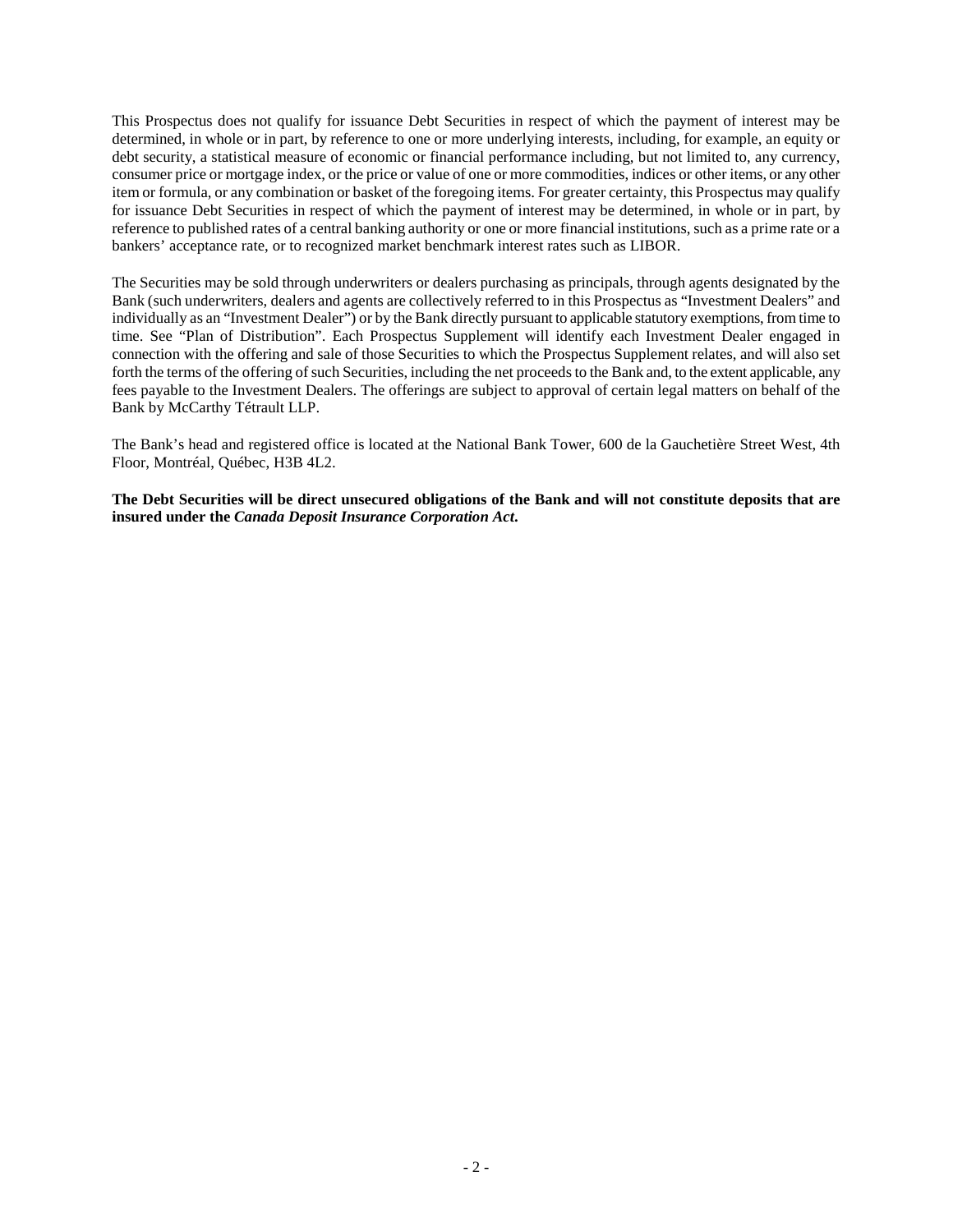This Prospectus does not qualify for issuance Debt Securities in respect of which the payment of interest may be determined, in whole or in part, by reference to one or more underlying interests, including, for example, an equity or debt security, a statistical measure of economic or financial performance including, but not limited to, any currency, consumer price or mortgage index, or the price or value of one or more commodities, indices or other items, or any other item or formula, or any combination or basket of the foregoing items. For greater certainty, this Prospectus may qualify for issuance Debt Securities in respect of which the payment of interest may be determined, in whole or in part, by reference to published rates of a central banking authority or one or more financial institutions, such as a prime rate or a bankers' acceptance rate, or to recognized market benchmark interest rates such as LIBOR.

The Securities may be sold through underwriters or dealers purchasing as principals, through agents designated by the Bank (such underwriters, dealers and agents are collectively referred to in this Prospectus as "Investment Dealers" and individually as an "Investment Dealer") or by the Bank directly pursuant to applicable statutory exemptions, from time to time. See "Plan of Distribution". Each Prospectus Supplement will identify each Investment Dealer engaged in connection with the offering and sale of those Securities to which the Prospectus Supplement relates, and will also set forth the terms of the offering of such Securities, including the net proceeds to the Bank and, to the extent applicable, any fees payable to the Investment Dealers. The offerings are subject to approval of certain legal matters on behalf of the Bank by McCarthy Tétrault LLP.

The Bank's head and registered office is located at the National Bank Tower, 600 de la Gauchetière Street West, 4th Floor, Montréal, Québec, H3B 4L2.

**The Debt Securities will be direct unsecured obligations of the Bank and will not constitute deposits that are insured under the *Canada Deposit Insurance Corporation Act*.**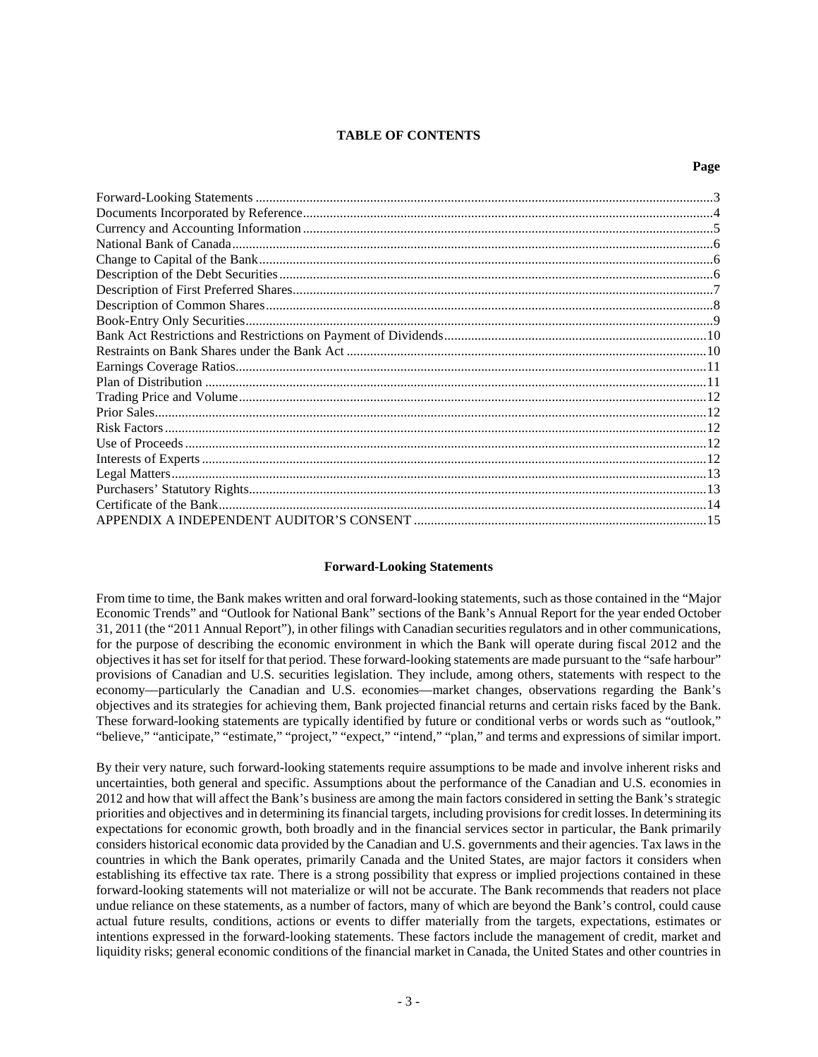**TABLE OF CONTENTS**

| | Page |
|---|---|
| Forward-Looking Statements | 3 |
| Documents Incorporated by Reference | 4 |
| Currency and Accounting Information | 5 |
| National Bank of Canada | 6 |
| Change to Capital of the Bank | 6 |
| Description of the Debt Securities | 6 |
| Description of First Preferred Shares | 7 |
| Description of Common Shares | 8 |
| Book-Entry Only Securities | 9 |
| Bank Act Restrictions and Restrictions on Payment of Dividends | 10 |
| Restraints on Bank Shares under the Bank Act | 10 |
| Earnings Coverage Ratios | 11 |
| Plan of Distribution | 11 |
| Trading Price and Volume | 12 |
| Prior Sales | 12 |
| Risk Factors | 12 |
| Use of Proceeds | 12 |
| Interests of Experts | 12 |
| Legal Matters | 13 |
| Purchasers' Statutory Rights | 13 |
| Certificate of the Bank | 14 |
| APPENDIX A INDEPENDENT AUDITOR'S CONSENT | 15 |

## Forward-Looking Statements

From time to time, the Bank makes written and oral forward-looking statements, such as those contained in the "Major Economic Trends" and "Outlook for National Bank" sections of the Bank's Annual Report for the year ended October 31, 2011 (the "2011 Annual Report"), in other filings with Canadian securities regulators and in other communications, for the purpose of describing the economic environment in which the Bank will operate during fiscal 2012 and the objectives it has set for itself for that period. These forward-looking statements are made pursuant to the "safe harbour" provisions of Canadian and U.S. securities legislation. They include, among others, statements with respect to the economy—particularly the Canadian and U.S. economies—market changes, observations regarding the Bank's objectives and its strategies for achieving them, Bank projected financial returns and certain risks faced by the Bank. These forward-looking statements are typically identified by future or conditional verbs or words such as "outlook," "believe," "anticipate," "estimate," "project," "expect," "intend," "plan," and terms and expressions of similar import.

By their very nature, such forward-looking statements require assumptions to be made and involve inherent risks and uncertainties, both general and specific. Assumptions about the performance of the Canadian and U.S. economies in 2012 and how that will affect the Bank's business are among the main factors considered in setting the Bank's strategic priorities and objectives and in determining its financial targets, including provisions for credit losses. In determining its expectations for economic growth, both broadly and in the financial services sector in particular, the Bank primarily considers historical economic data provided by the Canadian and U.S. governments and their agencies. Tax laws in the countries in which the Bank operates, primarily Canada and the United States, are major factors it considers when establishing its effective tax rate. There is a strong possibility that express or implied projections contained in these forward-looking statements will not materialize or will not be accurate. The Bank recommends that readers not place undue reliance on these statements, as a number of factors, many of which are beyond the Bank's control, could cause actual future results, conditions, actions or events to differ materially from the targets, expectations, estimates or intentions expressed in the forward-looking statements. These factors include the management of credit, market and liquidity risks; general economic conditions of the financial market in Canada, the United States and other countries in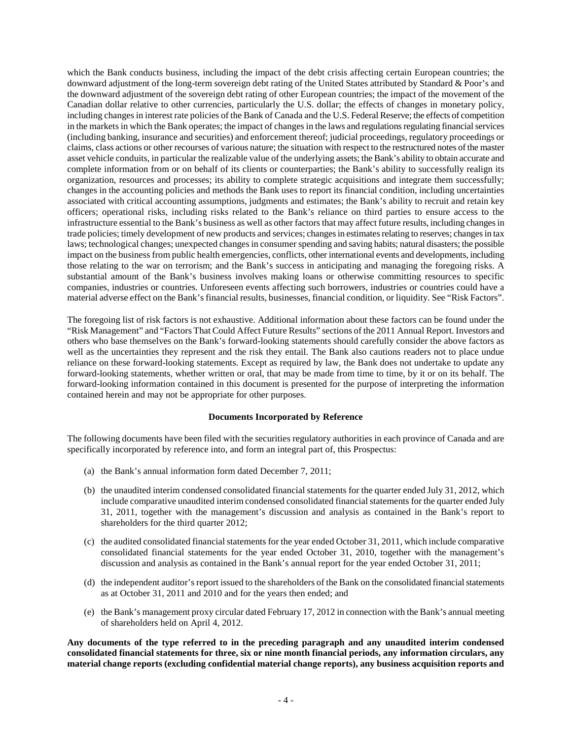which the Bank conducts business, including the impact of the debt crisis affecting certain European countries; the downward adjustment of the long-term sovereign debt rating of the United States attributed by Standard & Poor's and the downward adjustment of the sovereign debt rating of other European countries; the impact of the movement of the Canadian dollar relative to other currencies, particularly the U.S. dollar; the effects of changes in monetary policy, including changes in interest rate policies of the Bank of Canada and the U.S. Federal Reserve; the effects of competition in the markets in which the Bank operates; the impact of changes in the laws and regulations regulating financial services (including banking, insurance and securities) and enforcement thereof; judicial proceedings, regulatory proceedings or claims, class actions or other recourses of various nature; the situation with respect to the restructured notes of the master asset vehicle conduits, in particular the realizable value of the underlying assets; the Bank's ability to obtain accurate and complete information from or on behalf of its clients or counterparties; the Bank's ability to successfully realign its organization, resources and processes; its ability to complete strategic acquisitions and integrate them successfully; changes in the accounting policies and methods the Bank uses to report its financial condition, including uncertainties associated with critical accounting assumptions, judgments and estimates; the Bank's ability to recruit and retain key officers; operational risks, including risks related to the Bank's reliance on third parties to ensure access to the infrastructure essential to the Bank's business as well as other factors that may affect future results, including changes in trade policies; timely development of new products and services; changes in estimates relating to reserves; changes in tax laws; technological changes; unexpected changes in consumer spending and saving habits; natural disasters; the possible impact on the business from public health emergencies, conflicts, other international events and developments, including those relating to the war on terrorism; and the Bank's success in anticipating and managing the foregoing risks. A substantial amount of the Bank's business involves making loans or otherwise committing resources to specific companies, industries or countries. Unforeseen events affecting such borrowers, industries or countries could have a material adverse effect on the Bank's financial results, businesses, financial condition, or liquidity. See "Risk Factors".

The foregoing list of risk factors is not exhaustive. Additional information about these factors can be found under the "Risk Management" and "Factors That Could Affect Future Results" sections of the 2011 Annual Report. Investors and others who base themselves on the Bank's forward-looking statements should carefully consider the above factors as well as the uncertainties they represent and the risk they entail. The Bank also cautions readers not to place undue reliance on these forward-looking statements. Except as required by law, the Bank does not undertake to update any forward-looking statements, whether written or oral, that may be made from time to time, by it or on its behalf. The forward-looking information contained in this document is presented for the purpose of interpreting the information contained herein and may not be appropriate for other purposes.

## Documents Incorporated by Reference

The following documents have been filed with the securities regulatory authorities in each province of Canada and are specifically incorporated by reference into, and form an integral part of, this Prospectus:

(a) the Bank's annual information form dated December 7, 2011;

(b) the unaudited interim condensed consolidated financial statements for the quarter ended July 31, 2012, which include comparative unaudited interim condensed consolidated financial statements for the quarter ended July 31, 2011, together with the management's discussion and analysis as contained in the Bank's report to shareholders for the third quarter 2012;

(c) the audited consolidated financial statements for the year ended October 31, 2011, which include comparative consolidated financial statements for the year ended October 31, 2010, together with the management's discussion and analysis as contained in the Bank's annual report for the year ended October 31, 2011;

(d) the independent auditor's report issued to the shareholders of the Bank on the consolidated financial statements as at October 31, 2011 and 2010 and for the years then ended; and

(e) the Bank's management proxy circular dated February 17, 2012 in connection with the Bank's annual meeting of shareholders held on April 4, 2012.

**Any documents of the type referred to in the preceding paragraph and any unaudited interim condensed consolidated financial statements for three, six or nine month financial periods, any information circulars, any material change reports (excluding confidential material change reports), any business acquisition reports and**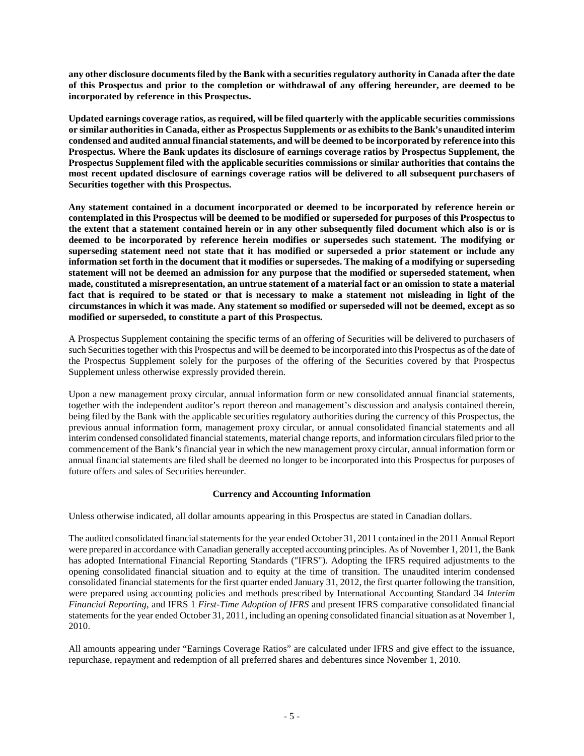**any other disclosure documents filed by the Bank with a securities regulatory authority in Canada after the date of this Prospectus and prior to the completion or withdrawal of any offering hereunder, are deemed to be incorporated by reference in this Prospectus.**

**Updated earnings coverage ratios, as required, will be filed quarterly with the applicable securities commissions or similar authorities in Canada, either as Prospectus Supplements or as exhibits to the Bank's unaudited interim condensed and audited annual financial statements, and will be deemed to be incorporated by reference into this Prospectus. Where the Bank updates its disclosure of earnings coverage ratios by Prospectus Supplement, the Prospectus Supplement filed with the applicable securities commissions or similar authorities that contains the most recent updated disclosure of earnings coverage ratios will be delivered to all subsequent purchasers of Securities together with this Prospectus.**

**Any statement contained in a document incorporated or deemed to be incorporated by reference herein or contemplated in this Prospectus will be deemed to be modified or superseded for purposes of this Prospectus to the extent that a statement contained herein or in any other subsequently filed document which also is or is deemed to be incorporated by reference herein modifies or supersedes such statement. The modifying or superseding statement need not state that it has modified or superseded a prior statement or include any information set forth in the document that it modifies or supersedes. The making of a modifying or superseding statement will not be deemed an admission for any purpose that the modified or superseded statement, when made, constituted a misrepresentation, an untrue statement of a material fact or an omission to state a material fact that is required to be stated or that is necessary to make a statement not misleading in light of the circumstances in which it was made. Any statement so modified or superseded will not be deemed, except as so modified or superseded, to constitute a part of this Prospectus.**

A Prospectus Supplement containing the specific terms of an offering of Securities will be delivered to purchasers of such Securities together with this Prospectus and will be deemed to be incorporated into this Prospectus as of the date of the Prospectus Supplement solely for the purposes of the offering of the Securities covered by that Prospectus Supplement unless otherwise expressly provided therein.

Upon a new management proxy circular, annual information form or new consolidated annual financial statements, together with the independent auditor's report thereon and management's discussion and analysis contained therein, being filed by the Bank with the applicable securities regulatory authorities during the currency of this Prospectus, the previous annual information form, management proxy circular, or annual consolidated financial statements and all interim condensed consolidated financial statements, material change reports, and information circulars filed prior to the commencement of the Bank's financial year in which the new management proxy circular, annual information form or annual financial statements are filed shall be deemed no longer to be incorporated into this Prospectus for purposes of future offers and sales of Securities hereunder.

## Currency and Accounting Information

Unless otherwise indicated, all dollar amounts appearing in this Prospectus are stated in Canadian dollars.

The audited consolidated financial statements for the year ended October 31, 2011 contained in the 2011 Annual Report were prepared in accordance with Canadian generally accepted accounting principles. As of November 1, 2011, the Bank has adopted International Financial Reporting Standards ("IFRS"). Adopting the IFRS required adjustments to the opening consolidated financial situation and to equity at the time of transition. The unaudited interim condensed consolidated financial statements for the first quarter ended January 31, 2012, the first quarter following the transition, were prepared using accounting policies and methods prescribed by International Accounting Standard 34 *Interim Financial Reporting*, and IFRS 1 *First-Time Adoption of IFRS* and present IFRS comparative consolidated financial statements for the year ended October 31, 2011, including an opening consolidated financial situation as at November 1, 2010.

All amounts appearing under "Earnings Coverage Ratios" are calculated under IFRS and give effect to the issuance, repurchase, repayment and redemption of all preferred shares and debentures since November 1, 2010.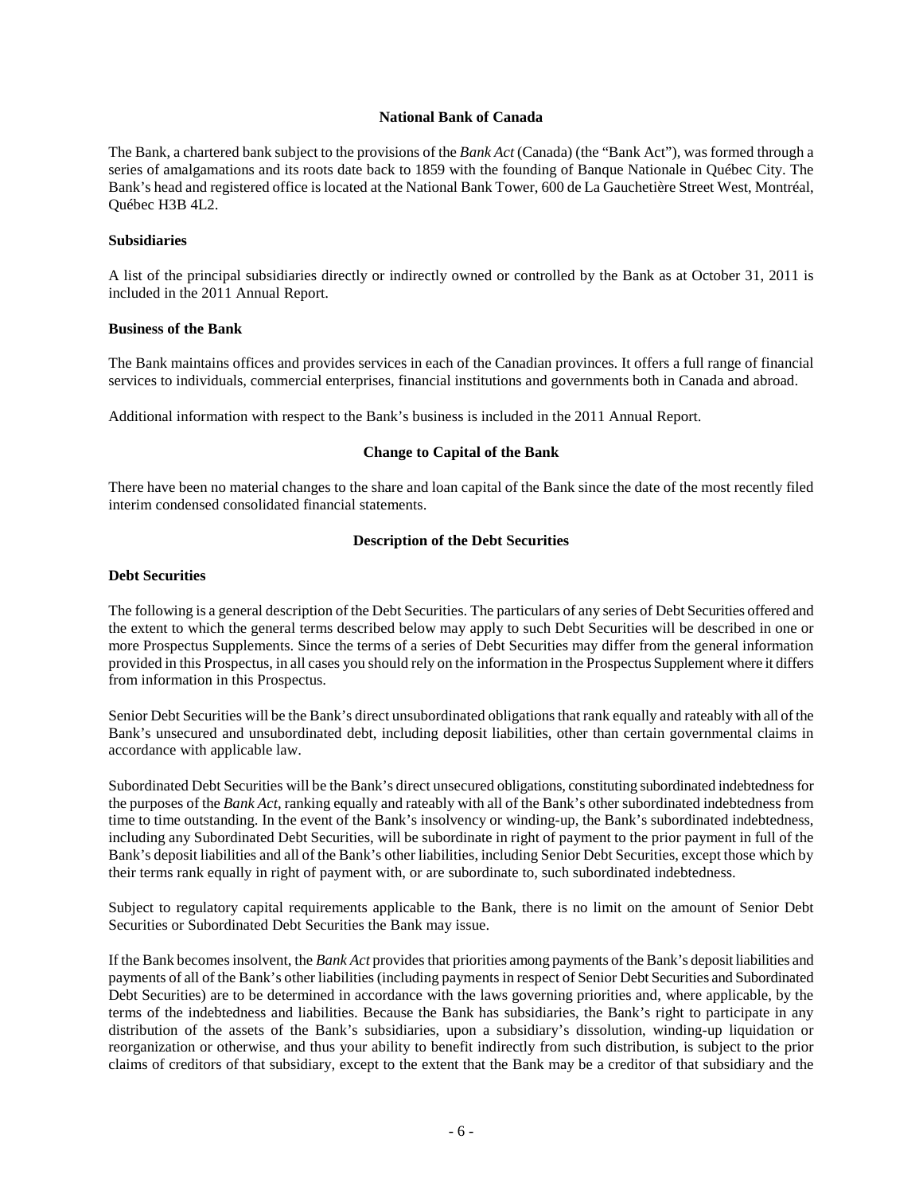## National Bank of Canada

The Bank, a chartered bank subject to the provisions of the *Bank Act* (Canada) (the "Bank Act"), was formed through a series of amalgamations and its roots date back to 1859 with the founding of Banque Nationale in Québec City. The Bank's head and registered office is located at the National Bank Tower, 600 de La Gauchetière Street West, Montréal, Québec H3B 4L2.

### Subsidiaries

A list of the principal subsidiaries directly or indirectly owned or controlled by the Bank as at October 31, 2011 is included in the 2011 Annual Report.

### Business of the Bank

The Bank maintains offices and provides services in each of the Canadian provinces. It offers a full range of financial services to individuals, commercial enterprises, financial institutions and governments both in Canada and abroad.

Additional information with respect to the Bank's business is included in the 2011 Annual Report.

## Change to Capital of the Bank

There have been no material changes to the share and loan capital of the Bank since the date of the most recently filed interim condensed consolidated financial statements.

## Description of the Debt Securities

### Debt Securities

The following is a general description of the Debt Securities. The particulars of any series of Debt Securities offered and the extent to which the general terms described below may apply to such Debt Securities will be described in one or more Prospectus Supplements. Since the terms of a series of Debt Securities may differ from the general information provided in this Prospectus, in all cases you should rely on the information in the Prospectus Supplement where it differs from information in this Prospectus.

Senior Debt Securities will be the Bank's direct unsubordinated obligations that rank equally and rateably with all of the Bank's unsecured and unsubordinated debt, including deposit liabilities, other than certain governmental claims in accordance with applicable law.

Subordinated Debt Securities will be the Bank's direct unsecured obligations, constituting subordinated indebtedness for the purposes of the *Bank Act*, ranking equally and rateably with all of the Bank's other subordinated indebtedness from time to time outstanding. In the event of the Bank's insolvency or winding-up, the Bank's subordinated indebtedness, including any Subordinated Debt Securities, will be subordinate in right of payment to the prior payment in full of the Bank's deposit liabilities and all of the Bank's other liabilities, including Senior Debt Securities, except those which by their terms rank equally in right of payment with, or are subordinate to, such subordinated indebtedness.

Subject to regulatory capital requirements applicable to the Bank, there is no limit on the amount of Senior Debt Securities or Subordinated Debt Securities the Bank may issue.

If the Bank becomes insolvent, the *Bank Act* provides that priorities among payments of the Bank's deposit liabilities and payments of all of the Bank's other liabilities (including payments in respect of Senior Debt Securities and Subordinated Debt Securities) are to be determined in accordance with the laws governing priorities and, where applicable, by the terms of the indebtedness and liabilities. Because the Bank has subsidiaries, the Bank's right to participate in any distribution of the assets of the Bank's subsidiaries, upon a subsidiary's dissolution, winding-up liquidation or reorganization or otherwise, and thus your ability to benefit indirectly from such distribution, is subject to the prior claims of creditors of that subsidiary, except to the extent that the Bank may be a creditor of that subsidiary and the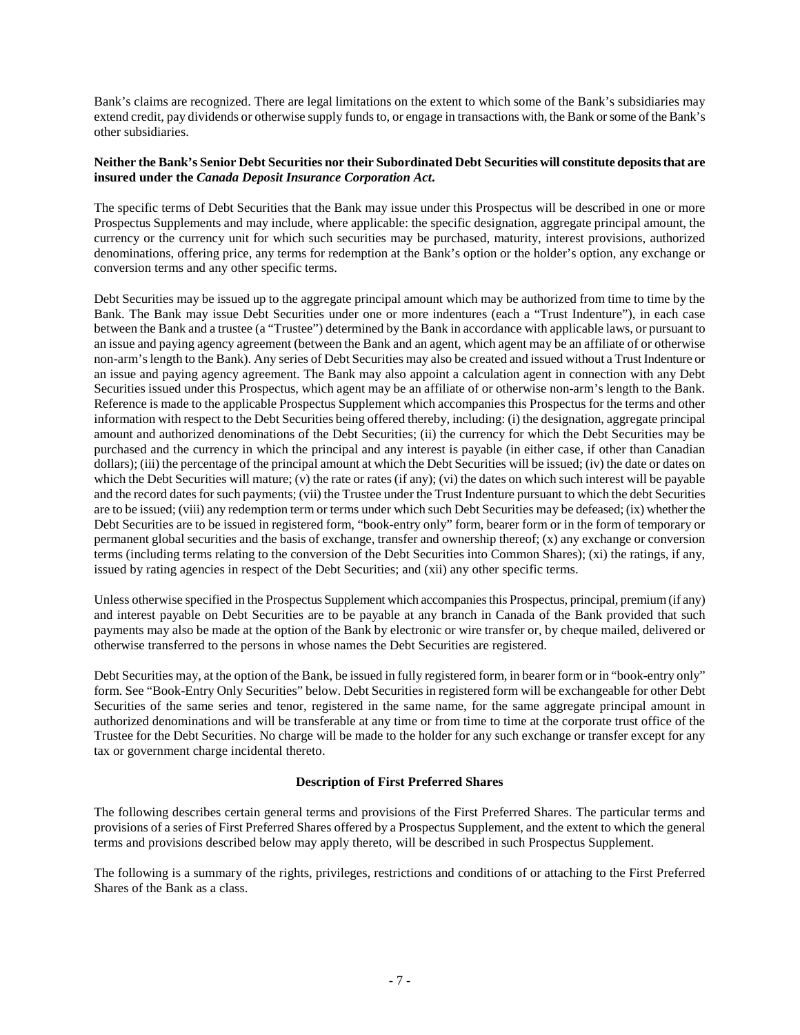Bank's claims are recognized. There are legal limitations on the extent to which some of the Bank's subsidiaries may extend credit, pay dividends or otherwise supply funds to, or engage in transactions with, the Bank or some of the Bank's other subsidiaries.

**Neither the Bank's Senior Debt Securities nor their Subordinated Debt Securities will constitute deposits that are insured under the *Canada Deposit Insurance Corporation Act*.**

The specific terms of Debt Securities that the Bank may issue under this Prospectus will be described in one or more Prospectus Supplements and may include, where applicable: the specific designation, aggregate principal amount, the currency or the currency unit for which such securities may be purchased, maturity, interest provisions, authorized denominations, offering price, any terms for redemption at the Bank's option or the holder's option, any exchange or conversion terms and any other specific terms.

Debt Securities may be issued up to the aggregate principal amount which may be authorized from time to time by the Bank. The Bank may issue Debt Securities under one or more indentures (each a "Trust Indenture"), in each case between the Bank and a trustee (a "Trustee") determined by the Bank in accordance with applicable laws, or pursuant to an issue and paying agency agreement (between the Bank and an agent, which agent may be an affiliate of or otherwise non-arm's length to the Bank). Any series of Debt Securities may also be created and issued without a Trust Indenture or an issue and paying agency agreement. The Bank may also appoint a calculation agent in connection with any Debt Securities issued under this Prospectus, which agent may be an affiliate of or otherwise non-arm's length to the Bank. Reference is made to the applicable Prospectus Supplement which accompanies this Prospectus for the terms and other information with respect to the Debt Securities being offered thereby, including: (i) the designation, aggregate principal amount and authorized denominations of the Debt Securities; (ii) the currency for which the Debt Securities may be purchased and the currency in which the principal and any interest is payable (in either case, if other than Canadian dollars); (iii) the percentage of the principal amount at which the Debt Securities will be issued; (iv) the date or dates on which the Debt Securities will mature; (v) the rate or rates (if any); (vi) the dates on which such interest will be payable and the record dates for such payments; (vii) the Trustee under the Trust Indenture pursuant to which the debt Securities are to be issued; (viii) any redemption term or terms under which such Debt Securities may be defeased; (ix) whether the Debt Securities are to be issued in registered form, "book-entry only" form, bearer form or in the form of temporary or permanent global securities and the basis of exchange, transfer and ownership thereof; (x) any exchange or conversion terms (including terms relating to the conversion of the Debt Securities into Common Shares); (xi) the ratings, if any, issued by rating agencies in respect of the Debt Securities; and (xii) any other specific terms.

Unless otherwise specified in the Prospectus Supplement which accompanies this Prospectus, principal, premium (if any) and interest payable on Debt Securities are to be payable at any branch in Canada of the Bank provided that such payments may also be made at the option of the Bank by electronic or wire transfer or, by cheque mailed, delivered or otherwise transferred to the persons in whose names the Debt Securities are registered.

Debt Securities may, at the option of the Bank, be issued in fully registered form, in bearer form or in "book-entry only" form. See "Book-Entry Only Securities" below. Debt Securities in registered form will be exchangeable for other Debt Securities of the same series and tenor, registered in the same name, for the same aggregate principal amount in authorized denominations and will be transferable at any time or from time to time at the corporate trust office of the Trustee for the Debt Securities. No charge will be made to the holder for any such exchange or transfer except for any tax or government charge incidental thereto.

## Description of First Preferred Shares

The following describes certain general terms and provisions of the First Preferred Shares. The particular terms and provisions of a series of First Preferred Shares offered by a Prospectus Supplement, and the extent to which the general terms and provisions described below may apply thereto, will be described in such Prospectus Supplement.

The following is a summary of the rights, privileges, restrictions and conditions of or attaching to the First Preferred Shares of the Bank as a class.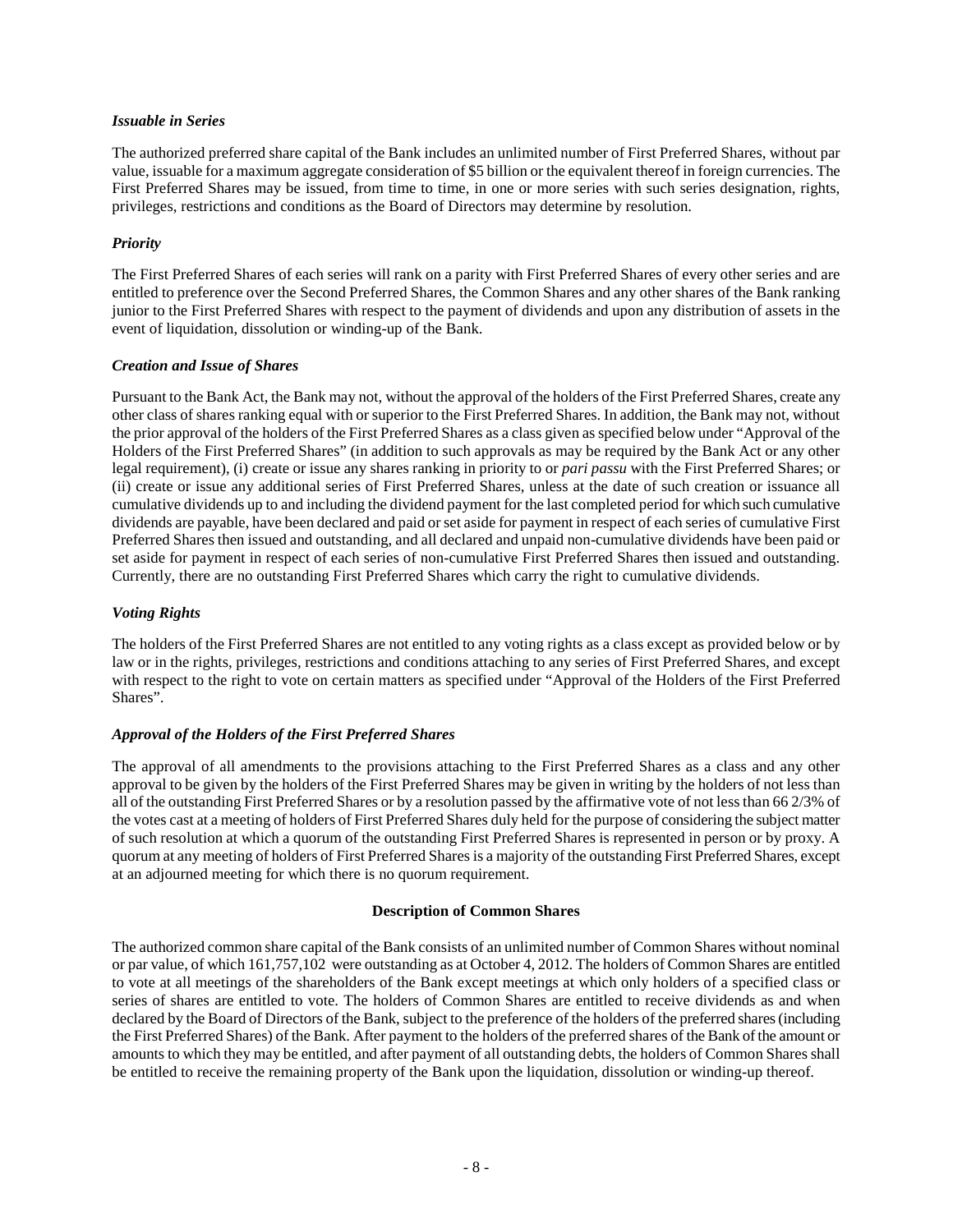*Issuable in Series*

The authorized preferred share capital of the Bank includes an unlimited number of First Preferred Shares, without par value, issuable for a maximum aggregate consideration of \$5 billion or the equivalent thereof in foreign currencies. The First Preferred Shares may be issued, from time to time, in one or more series with such series designation, rights, privileges, restrictions and conditions as the Board of Directors may determine by resolution.

*Priority*

The First Preferred Shares of each series will rank on a parity with First Preferred Shares of every other series and are entitled to preference over the Second Preferred Shares, the Common Shares and any other shares of the Bank ranking junior to the First Preferred Shares with respect to the payment of dividends and upon any distribution of assets in the event of liquidation, dissolution or winding-up of the Bank.

*Creation and Issue of Shares*

Pursuant to the Bank Act, the Bank may not, without the approval of the holders of the First Preferred Shares, create any other class of shares ranking equal with or superior to the First Preferred Shares. In addition, the Bank may not, without the prior approval of the holders of the First Preferred Shares as a class given as specified below under "Approval of the Holders of the First Preferred Shares" (in addition to such approvals as may be required by the Bank Act or any other legal requirement), (i) create or issue any shares ranking in priority to or *pari passu* with the First Preferred Shares; or (ii) create or issue any additional series of First Preferred Shares, unless at the date of such creation or issuance all cumulative dividends up to and including the dividend payment for the last completed period for which such cumulative dividends are payable, have been declared and paid or set aside for payment in respect of each series of cumulative First Preferred Shares then issued and outstanding, and all declared and unpaid non-cumulative dividends have been paid or set aside for payment in respect of each series of non-cumulative First Preferred Shares then issued and outstanding. Currently, there are no outstanding First Preferred Shares which carry the right to cumulative dividends.

*Voting Rights*

The holders of the First Preferred Shares are not entitled to any voting rights as a class except as provided below or by law or in the rights, privileges, restrictions and conditions attaching to any series of First Preferred Shares, and except with respect to the right to vote on certain matters as specified under "Approval of the Holders of the First Preferred Shares".

*Approval of the Holders of the First Preferred Shares*

The approval of all amendments to the provisions attaching to the First Preferred Shares as a class and any other approval to be given by the holders of the First Preferred Shares may be given in writing by the holders of not less than all of the outstanding First Preferred Shares or by a resolution passed by the affirmative vote of not less than 66 2/3% of the votes cast at a meeting of holders of First Preferred Shares duly held for the purpose of considering the subject matter of such resolution at which a quorum of the outstanding First Preferred Shares is represented in person or by proxy. A quorum at any meeting of holders of First Preferred Shares is a majority of the outstanding First Preferred Shares, except at an adjourned meeting for which there is no quorum requirement.

**Description of Common Shares**

The authorized common share capital of the Bank consists of an unlimited number of Common Shares without nominal or par value, of which 161,757,102 were outstanding as at October 4, 2012. The holders of Common Shares are entitled to vote at all meetings of the shareholders of the Bank except meetings at which only holders of a specified class or series of shares are entitled to vote. The holders of Common Shares are entitled to receive dividends as and when declared by the Board of Directors of the Bank, subject to the preference of the holders of the preferred shares (including the First Preferred Shares) of the Bank. After payment to the holders of the preferred shares of the Bank of the amount or amounts to which they may be entitled, and after payment of all outstanding debts, the holders of Common Shares shall be entitled to receive the remaining property of the Bank upon the liquidation, dissolution or winding-up thereof.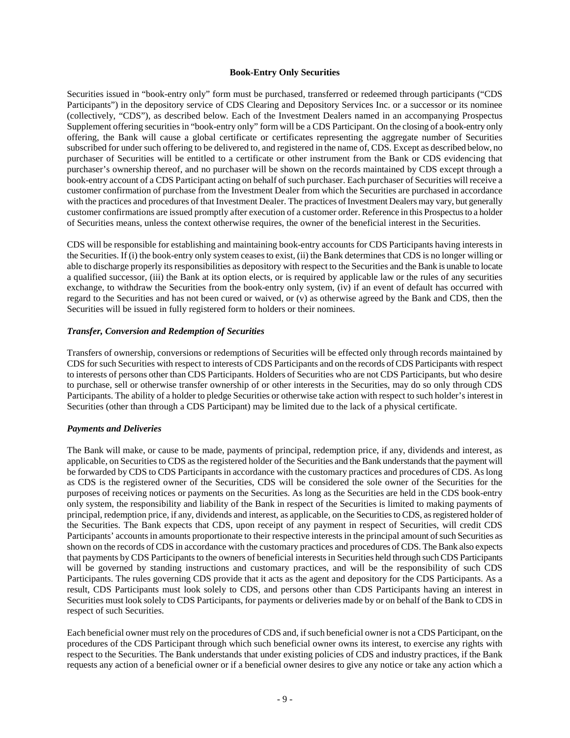## Book-Entry Only Securities

Securities issued in "book-entry only" form must be purchased, transferred or redeemed through participants ("CDS Participants") in the depository service of CDS Clearing and Depository Services Inc. or a successor or its nominee (collectively, "CDS"), as described below. Each of the Investment Dealers named in an accompanying Prospectus Supplement offering securities in "book-entry only" form will be a CDS Participant. On the closing of a book-entry only offering, the Bank will cause a global certificate or certificates representing the aggregate number of Securities subscribed for under such offering to be delivered to, and registered in the name of, CDS. Except as described below, no purchaser of Securities will be entitled to a certificate or other instrument from the Bank or CDS evidencing that purchaser's ownership thereof, and no purchaser will be shown on the records maintained by CDS except through a book-entry account of a CDS Participant acting on behalf of such purchaser. Each purchaser of Securities will receive a customer confirmation of purchase from the Investment Dealer from which the Securities are purchased in accordance with the practices and procedures of that Investment Dealer. The practices of Investment Dealers may vary, but generally customer confirmations are issued promptly after execution of a customer order. Reference in this Prospectus to a holder of Securities means, unless the context otherwise requires, the owner of the beneficial interest in the Securities.

CDS will be responsible for establishing and maintaining book-entry accounts for CDS Participants having interests in the Securities. If (i) the book-entry only system ceases to exist, (ii) the Bank determines that CDS is no longer willing or able to discharge properly its responsibilities as depository with respect to the Securities and the Bank is unable to locate a qualified successor, (iii) the Bank at its option elects, or is required by applicable law or the rules of any securities exchange, to withdraw the Securities from the book-entry only system, (iv) if an event of default has occurred with regard to the Securities and has not been cured or waived, or (v) as otherwise agreed by the Bank and CDS, then the Securities will be issued in fully registered form to holders or their nominees.

### *Transfer, Conversion and Redemption of Securities*

Transfers of ownership, conversions or redemptions of Securities will be effected only through records maintained by CDS for such Securities with respect to interests of CDS Participants and on the records of CDS Participants with respect to interests of persons other than CDS Participants. Holders of Securities who are not CDS Participants, but who desire to purchase, sell or otherwise transfer ownership of or other interests in the Securities, may do so only through CDS Participants. The ability of a holder to pledge Securities or otherwise take action with respect to such holder's interest in Securities (other than through a CDS Participant) may be limited due to the lack of a physical certificate.

### *Payments and Deliveries*

The Bank will make, or cause to be made, payments of principal, redemption price, if any, dividends and interest, as applicable, on Securities to CDS as the registered holder of the Securities and the Bank understands that the payment will be forwarded by CDS to CDS Participants in accordance with the customary practices and procedures of CDS. As long as CDS is the registered owner of the Securities, CDS will be considered the sole owner of the Securities for the purposes of receiving notices or payments on the Securities. As long as the Securities are held in the CDS book-entry only system, the responsibility and liability of the Bank in respect of the Securities is limited to making payments of principal, redemption price, if any, dividends and interest, as applicable, on the Securities to CDS, as registered holder of the Securities. The Bank expects that CDS, upon receipt of any payment in respect of Securities, will credit CDS Participants' accounts in amounts proportionate to their respective interests in the principal amount of such Securities as shown on the records of CDS in accordance with the customary practices and procedures of CDS. The Bank also expects that payments by CDS Participants to the owners of beneficial interests in Securities held through such CDS Participants will be governed by standing instructions and customary practices, and will be the responsibility of such CDS Participants. The rules governing CDS provide that it acts as the agent and depository for the CDS Participants. As a result, CDS Participants must look solely to CDS, and persons other than CDS Participants having an interest in Securities must look solely to CDS Participants, for payments or deliveries made by or on behalf of the Bank to CDS in respect of such Securities.

Each beneficial owner must rely on the procedures of CDS and, if such beneficial owner is not a CDS Participant, on the procedures of the CDS Participant through which such beneficial owner owns its interest, to exercise any rights with respect to the Securities. The Bank understands that under existing policies of CDS and industry practices, if the Bank requests any action of a beneficial owner or if a beneficial owner desires to give any notice or take any action which a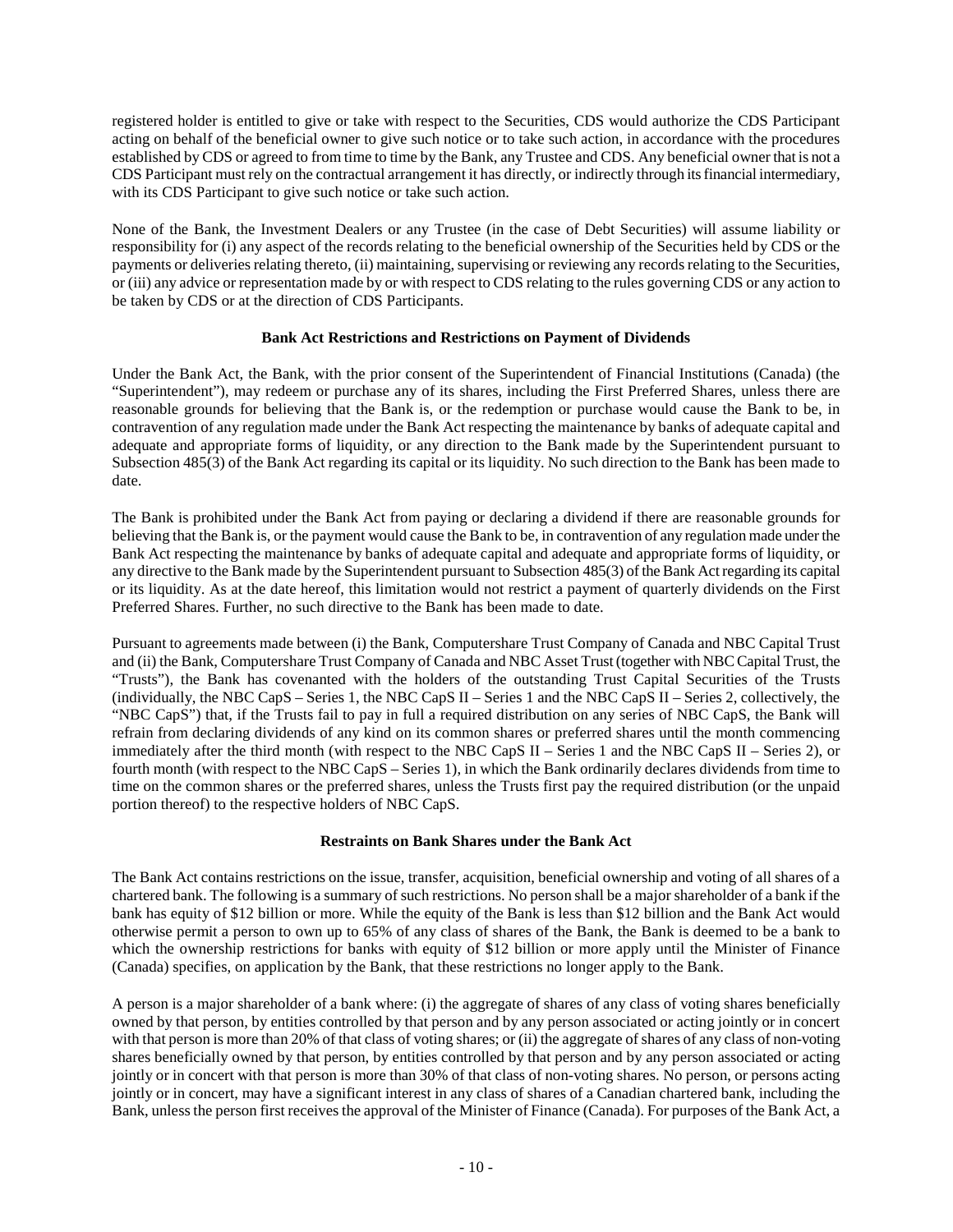registered holder is entitled to give or take with respect to the Securities, CDS would authorize the CDS Participant acting on behalf of the beneficial owner to give such notice or to take such action, in accordance with the procedures established by CDS or agreed to from time to time by the Bank, any Trustee and CDS. Any beneficial owner that is not a CDS Participant must rely on the contractual arrangement it has directly, or indirectly through its financial intermediary, with its CDS Participant to give such notice or take such action.

None of the Bank, the Investment Dealers or any Trustee (in the case of Debt Securities) will assume liability or responsibility for (i) any aspect of the records relating to the beneficial ownership of the Securities held by CDS or the payments or deliveries relating thereto, (ii) maintaining, supervising or reviewing any records relating to the Securities, or (iii) any advice or representation made by or with respect to CDS relating to the rules governing CDS or any action to be taken by CDS or at the direction of CDS Participants.

## Bank Act Restrictions and Restrictions on Payment of Dividends

Under the Bank Act, the Bank, with the prior consent of the Superintendent of Financial Institutions (Canada) (the "Superintendent"), may redeem or purchase any of its shares, including the First Preferred Shares, unless there are reasonable grounds for believing that the Bank is, or the redemption or purchase would cause the Bank to be, in contravention of any regulation made under the Bank Act respecting the maintenance by banks of adequate capital and adequate and appropriate forms of liquidity, or any direction to the Bank made by the Superintendent pursuant to Subsection 485(3) of the Bank Act regarding its capital or its liquidity. No such direction to the Bank has been made to date.

The Bank is prohibited under the Bank Act from paying or declaring a dividend if there are reasonable grounds for believing that the Bank is, or the payment would cause the Bank to be, in contravention of any regulation made under the Bank Act respecting the maintenance by banks of adequate capital and adequate and appropriate forms of liquidity, or any directive to the Bank made by the Superintendent pursuant to Subsection 485(3) of the Bank Act regarding its capital or its liquidity. As at the date hereof, this limitation would not restrict a payment of quarterly dividends on the First Preferred Shares. Further, no such directive to the Bank has been made to date.

Pursuant to agreements made between (i) the Bank, Computershare Trust Company of Canada and NBC Capital Trust and (ii) the Bank, Computershare Trust Company of Canada and NBC Asset Trust (together with NBC Capital Trust, the "Trusts"), the Bank has covenanted with the holders of the outstanding Trust Capital Securities of the Trusts (individually, the NBC CapS – Series 1, the NBC CapS II – Series 1 and the NBC CapS II – Series 2, collectively, the "NBC CapS") that, if the Trusts fail to pay in full a required distribution on any series of NBC CapS, the Bank will refrain from declaring dividends of any kind on its common shares or preferred shares until the month commencing immediately after the third month (with respect to the NBC CapS II – Series 1 and the NBC CapS II – Series 2), or fourth month (with respect to the NBC CapS – Series 1), in which the Bank ordinarily declares dividends from time to time on the common shares or the preferred shares, unless the Trusts first pay the required distribution (or the unpaid portion thereof) to the respective holders of NBC CapS.

## Restraints on Bank Shares under the Bank Act

The Bank Act contains restrictions on the issue, transfer, acquisition, beneficial ownership and voting of all shares of a chartered bank. The following is a summary of such restrictions. No person shall be a major shareholder of a bank if the bank has equity of $12 billion or more. While the equity of the Bank is less than $12 billion and the Bank Act would otherwise permit a person to own up to 65% of any class of shares of the Bank, the Bank is deemed to be a bank to which the ownership restrictions for banks with equity of $12 billion or more apply until the Minister of Finance (Canada) specifies, on application by the Bank, that these restrictions no longer apply to the Bank.

A person is a major shareholder of a bank where: (i) the aggregate of shares of any class of voting shares beneficially owned by that person, by entities controlled by that person and by any person associated or acting jointly or in concert with that person is more than 20% of that class of voting shares; or (ii) the aggregate of shares of any class of non-voting shares beneficially owned by that person, by entities controlled by that person and by any person associated or acting jointly or in concert with that person is more than 30% of that class of non-voting shares. No person, or persons acting jointly or in concert, may have a significant interest in any class of shares of a Canadian chartered bank, including the Bank, unless the person first receives the approval of the Minister of Finance (Canada). For purposes of the Bank Act, a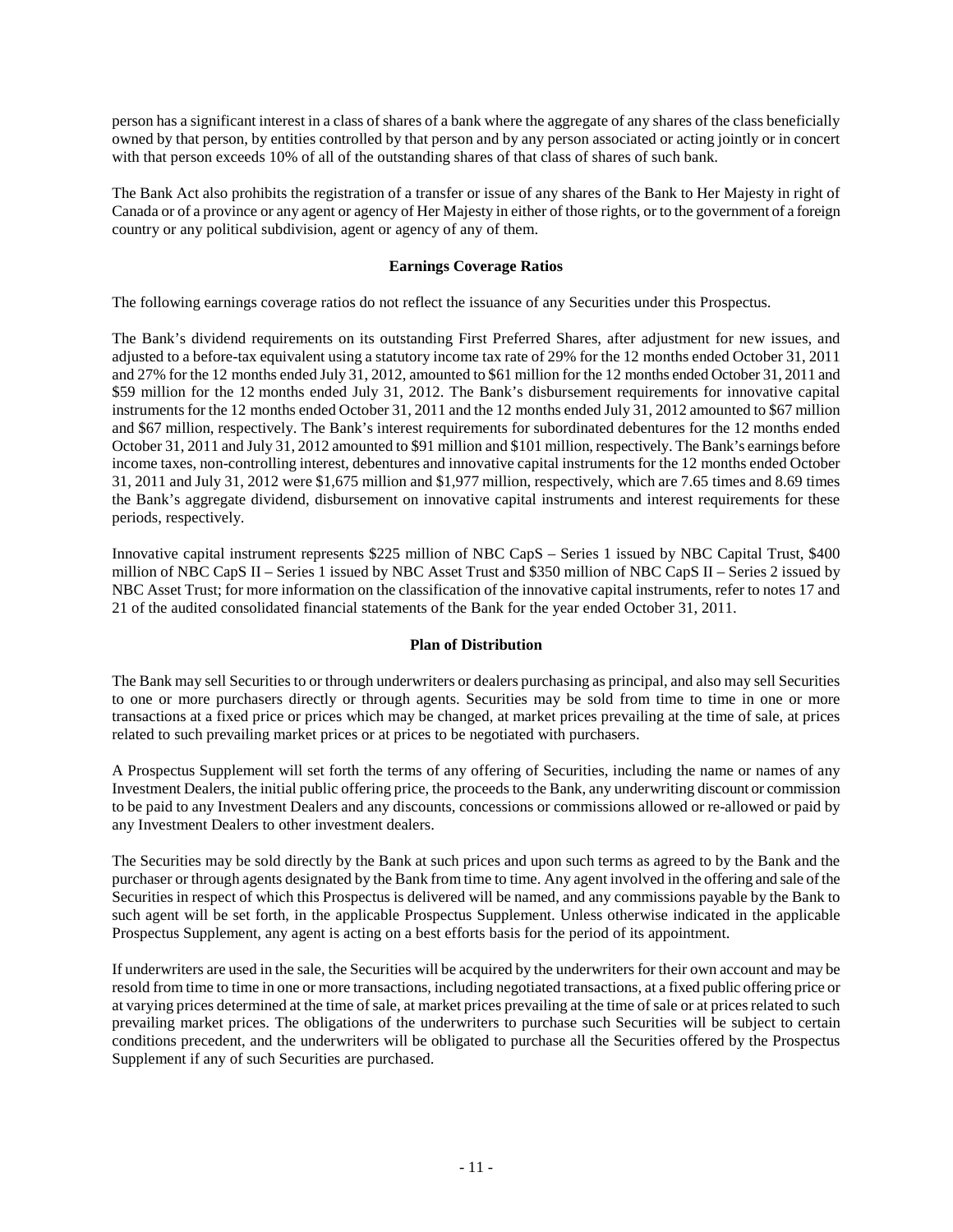person has a significant interest in a class of shares of a bank where the aggregate of any shares of the class beneficially owned by that person, by entities controlled by that person and by any person associated or acting jointly or in concert with that person exceeds 10% of all of the outstanding shares of that class of shares of such bank.

The Bank Act also prohibits the registration of a transfer or issue of any shares of the Bank to Her Majesty in right of Canada or of a province or any agent or agency of Her Majesty in either of those rights, or to the government of a foreign country or any political subdivision, agent or agency of any of them.

## Earnings Coverage Ratios

The following earnings coverage ratios do not reflect the issuance of any Securities under this Prospectus.

The Bank's dividend requirements on its outstanding First Preferred Shares, after adjustment for new issues, and adjusted to a before-tax equivalent using a statutory income tax rate of 29% for the 12 months ended October 31, 2011 and 27% for the 12 months ended July 31, 2012, amounted to $61 million for the 12 months ended October 31, 2011 and $59 million for the 12 months ended July 31, 2012. The Bank's disbursement requirements for innovative capital instruments for the 12 months ended October 31, 2011 and the 12 months ended July 31, 2012 amounted to $67 million and $67 million, respectively. The Bank's interest requirements for subordinated debentures for the 12 months ended October 31, 2011 and July 31, 2012 amounted to $91 million and $101 million, respectively. The Bank's earnings before income taxes, non-controlling interest, debentures and innovative capital instruments for the 12 months ended October 31, 2011 and July 31, 2012 were $1,675 million and $1,977 million, respectively, which are 7.65 times and 8.69 times the Bank's aggregate dividend, disbursement on innovative capital instruments and interest requirements for these periods, respectively.

Innovative capital instrument represents $225 million of NBC CapS – Series 1 issued by NBC Capital Trust, $400 million of NBC CapS II – Series 1 issued by NBC Asset Trust and $350 million of NBC CapS II – Series 2 issued by NBC Asset Trust; for more information on the classification of the innovative capital instruments, refer to notes 17 and 21 of the audited consolidated financial statements of the Bank for the year ended October 31, 2011.

## Plan of Distribution

The Bank may sell Securities to or through underwriters or dealers purchasing as principal, and also may sell Securities to one or more purchasers directly or through agents. Securities may be sold from time to time in one or more transactions at a fixed price or prices which may be changed, at market prices prevailing at the time of sale, at prices related to such prevailing market prices or at prices to be negotiated with purchasers.

A Prospectus Supplement will set forth the terms of any offering of Securities, including the name or names of any Investment Dealers, the initial public offering price, the proceeds to the Bank, any underwriting discount or commission to be paid to any Investment Dealers and any discounts, concessions or commissions allowed or re-allowed or paid by any Investment Dealers to other investment dealers.

The Securities may be sold directly by the Bank at such prices and upon such terms as agreed to by the Bank and the purchaser or through agents designated by the Bank from time to time. Any agent involved in the offering and sale of the Securities in respect of which this Prospectus is delivered will be named, and any commissions payable by the Bank to such agent will be set forth, in the applicable Prospectus Supplement. Unless otherwise indicated in the applicable Prospectus Supplement, any agent is acting on a best efforts basis for the period of its appointment.

If underwriters are used in the sale, the Securities will be acquired by the underwriters for their own account and may be resold from time to time in one or more transactions, including negotiated transactions, at a fixed public offering price or at varying prices determined at the time of sale, at market prices prevailing at the time of sale or at prices related to such prevailing market prices. The obligations of the underwriters to purchase such Securities will be subject to certain conditions precedent, and the underwriters will be obligated to purchase all the Securities offered by the Prospectus Supplement if any of such Securities are purchased.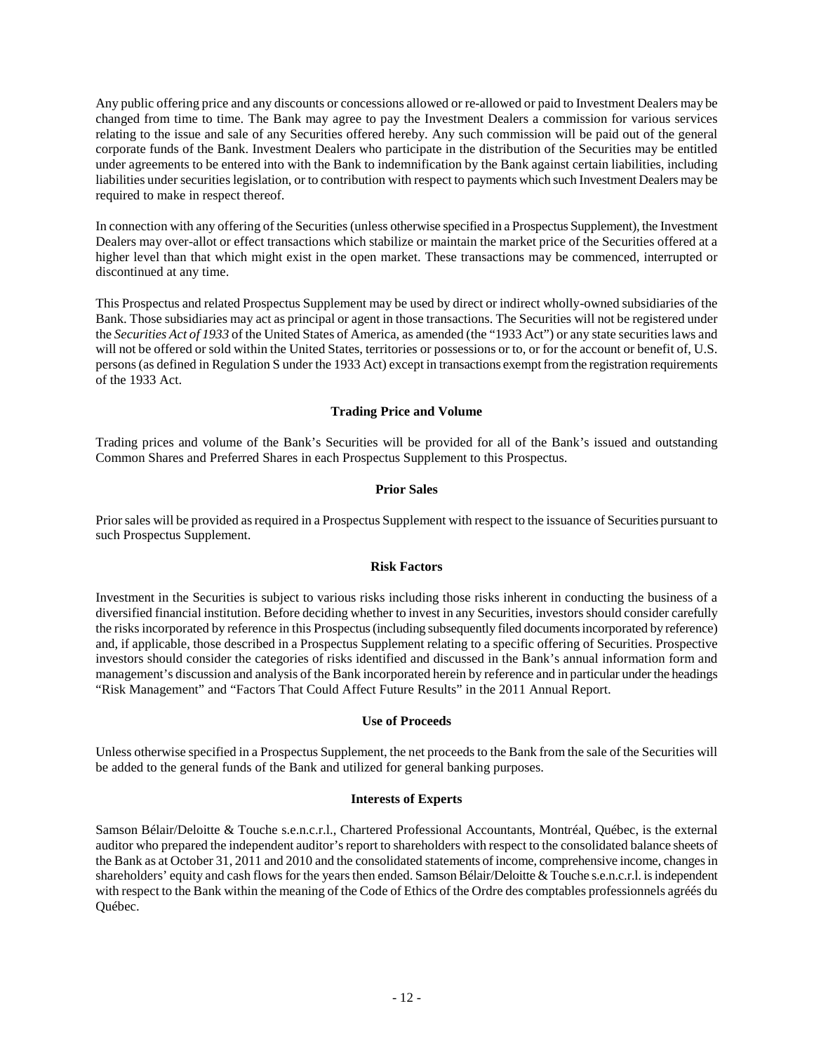Any public offering price and any discounts or concessions allowed or re-allowed or paid to Investment Dealers may be changed from time to time. The Bank may agree to pay the Investment Dealers a commission for various services relating to the issue and sale of any Securities offered hereby. Any such commission will be paid out of the general corporate funds of the Bank. Investment Dealers who participate in the distribution of the Securities may be entitled under agreements to be entered into with the Bank to indemnification by the Bank against certain liabilities, including liabilities under securities legislation, or to contribution with respect to payments which such Investment Dealers may be required to make in respect thereof.

In connection with any offering of the Securities (unless otherwise specified in a Prospectus Supplement), the Investment Dealers may over-allot or effect transactions which stabilize or maintain the market price of the Securities offered at a higher level than that which might exist in the open market. These transactions may be commenced, interrupted or discontinued at any time.

This Prospectus and related Prospectus Supplement may be used by direct or indirect wholly-owned subsidiaries of the Bank. Those subsidiaries may act as principal or agent in those transactions. The Securities will not be registered under the *Securities Act of 1933* of the United States of America, as amended (the "1933 Act") or any state securities laws and will not be offered or sold within the United States, territories or possessions or to, or for the account or benefit of, U.S. persons (as defined in Regulation S under the 1933 Act) except in transactions exempt from the registration requirements of the 1933 Act.

## Trading Price and Volume

Trading prices and volume of the Bank's Securities will be provided for all of the Bank's issued and outstanding Common Shares and Preferred Shares in each Prospectus Supplement to this Prospectus.

## Prior Sales

Prior sales will be provided as required in a Prospectus Supplement with respect to the issuance of Securities pursuant to such Prospectus Supplement.

## Risk Factors

Investment in the Securities is subject to various risks including those risks inherent in conducting the business of a diversified financial institution. Before deciding whether to invest in any Securities, investors should consider carefully the risks incorporated by reference in this Prospectus (including subsequently filed documents incorporated by reference) and, if applicable, those described in a Prospectus Supplement relating to a specific offering of Securities. Prospective investors should consider the categories of risks identified and discussed in the Bank's annual information form and management's discussion and analysis of the Bank incorporated herein by reference and in particular under the headings "Risk Management" and "Factors That Could Affect Future Results" in the 2011 Annual Report.

## Use of Proceeds

Unless otherwise specified in a Prospectus Supplement, the net proceeds to the Bank from the sale of the Securities will be added to the general funds of the Bank and utilized for general banking purposes.

## Interests of Experts

Samson Bélair/Deloitte & Touche s.e.n.c.r.l., Chartered Professional Accountants, Montréal, Québec, is the external auditor who prepared the independent auditor's report to shareholders with respect to the consolidated balance sheets of the Bank as at October 31, 2011 and 2010 and the consolidated statements of income, comprehensive income, changes in shareholders' equity and cash flows for the years then ended. Samson Bélair/Deloitte & Touche s.e.n.c.r.l. is independent with respect to the Bank within the meaning of the Code of Ethics of the Ordre des comptables professionnels agréés du Québec.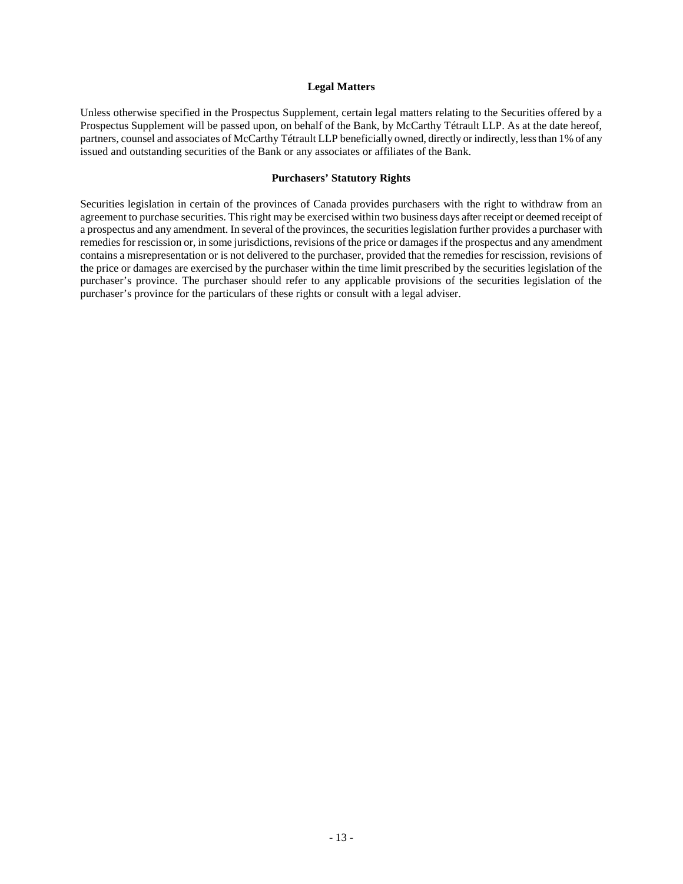## Legal Matters

Unless otherwise specified in the Prospectus Supplement, certain legal matters relating to the Securities offered by a Prospectus Supplement will be passed upon, on behalf of the Bank, by McCarthy Tétrault LLP. As at the date hereof, partners, counsel and associates of McCarthy Tétrault LLP beneficially owned, directly or indirectly, less than 1% of any issued and outstanding securities of the Bank or any associates or affiliates of the Bank.

## Purchasers' Statutory Rights

Securities legislation in certain of the provinces of Canada provides purchasers with the right to withdraw from an agreement to purchase securities. This right may be exercised within two business days after receipt or deemed receipt of a prospectus and any amendment. In several of the provinces, the securities legislation further provides a purchaser with remedies for rescission or, in some jurisdictions, revisions of the price or damages if the prospectus and any amendment contains a misrepresentation or is not delivered to the purchaser, provided that the remedies for rescission, revisions of the price or damages are exercised by the purchaser within the time limit prescribed by the securities legislation of the purchaser's province. The purchaser should refer to any applicable provisions of the securities legislation of the purchaser's province for the particulars of these rights or consult with a legal adviser.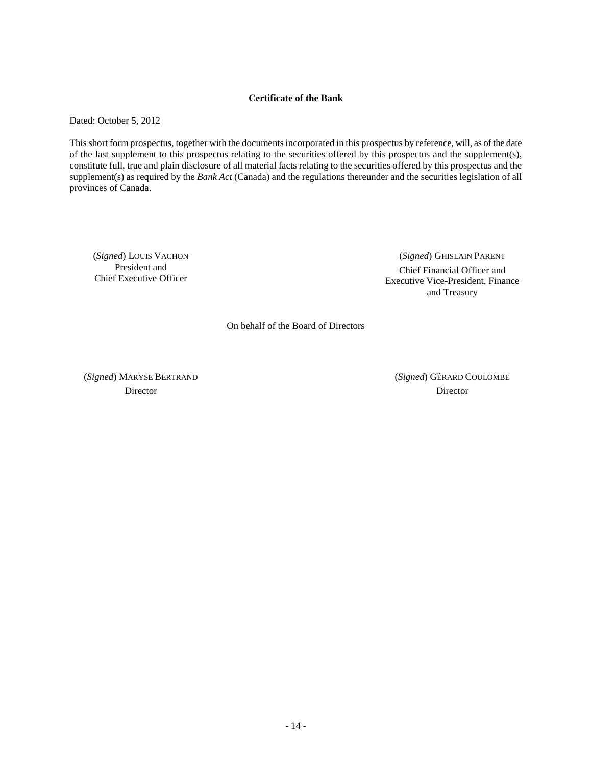**Certificate of the Bank**

Dated: October 5, 2012

This short form prospectus, together with the documents incorporated in this prospectus by reference, will, as of the date of the last supplement to this prospectus relating to the securities offered by this prospectus and the supplement(s), constitute full, true and plain disclosure of all material facts relating to the securities offered by this prospectus and the supplement(s) as required by the *Bank Act* (Canada) and the regulations thereunder and the securities legislation of all provinces of Canada.

(*Signed*) LOUIS VACHON
President and
Chief Executive Officer

(*Signed*) GHISLAIN PARENT
Chief Financial Officer and
Executive Vice-President, Finance
and Treasury

On behalf of the Board of Directors

(*Signed*) MARYSE BERTRAND
Director

(*Signed*) GÉRARD COULOMBE
Director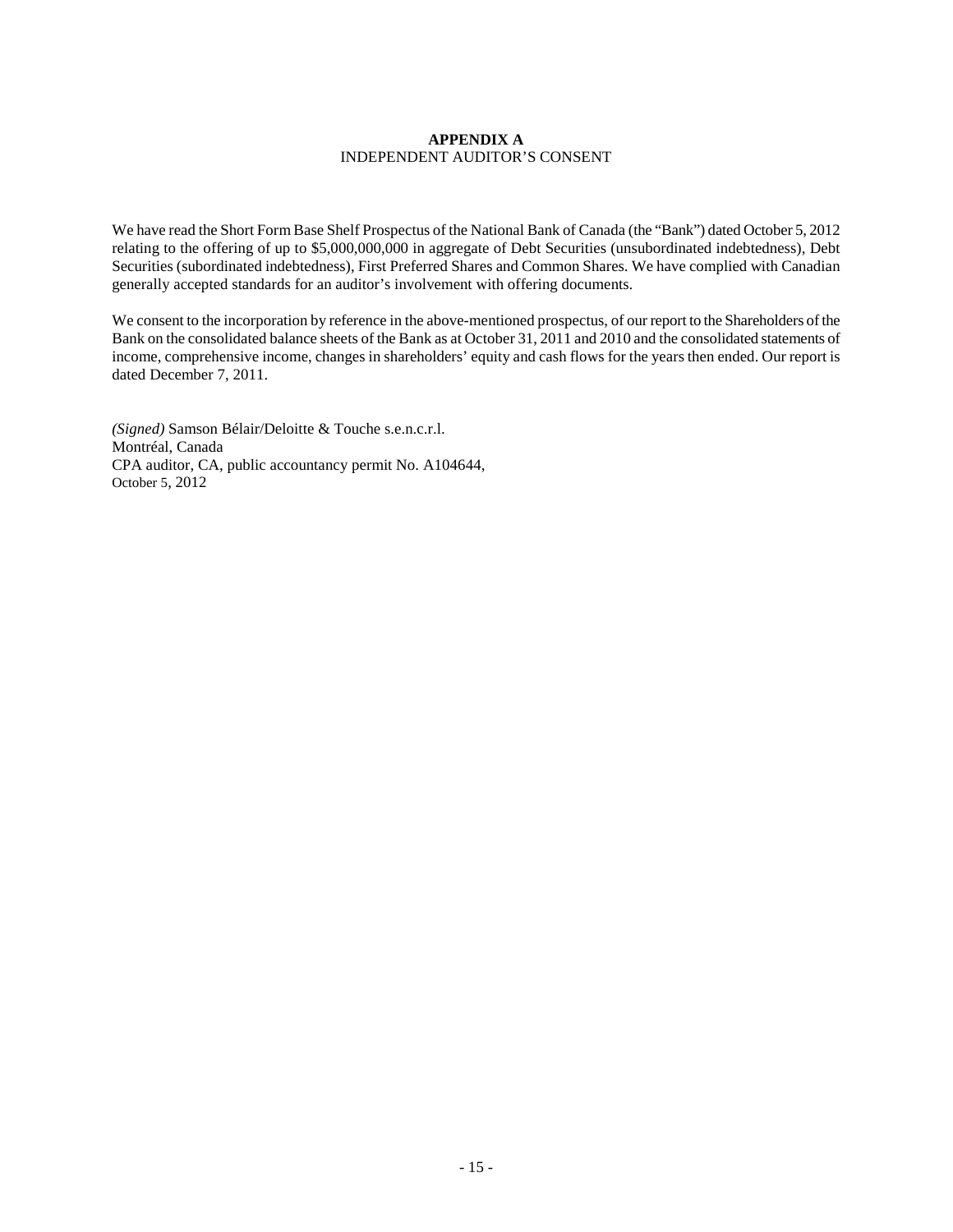**APPENDIX A**
INDEPENDENT AUDITOR'S CONSENT

We have read the Short Form Base Shelf Prospectus of the National Bank of Canada (the "Bank") dated October 5, 2012 relating to the offering of up to $5,000,000,000 in aggregate of Debt Securities (unsubordinated indebtedness), Debt Securities (subordinated indebtedness), First Preferred Shares and Common Shares. We have complied with Canadian generally accepted standards for an auditor's involvement with offering documents.

We consent to the incorporation by reference in the above-mentioned prospectus, of our report to the Shareholders of the Bank on the consolidated balance sheets of the Bank as at October 31, 2011 and 2010 and the consolidated statements of income, comprehensive income, changes in shareholders' equity and cash flows for the years then ended. Our report is dated December 7, 2011.

*(Signed)* Samson Bélair/Deloitte & Touche s.e.n.c.r.l.
Montréal, Canada
CPA auditor, CA, public accountancy permit No. A104644,
October 5, 2012